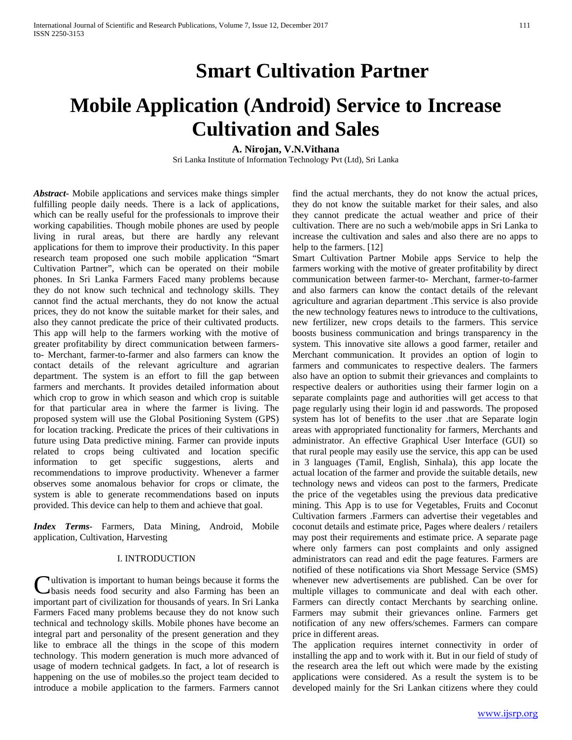# Smart Cultivation Partner

# Mobile Application (Android) Service to Increase Cultivation and Sales

**A. Nirojan, V.N.Vithana**

Sri Lanka Institute of Information Technology Pvt (Ltd), Sri Lanka

***Abstract*-** Mobile applications and services make things simpler fulfilling people daily needs. There is a lack of applications, which can be really useful for the professionals to improve their working capabilities. Though mobile phones are used by people living in rural areas, but there are hardly any relevant applications for them to improve their productivity. In this paper research team proposed one such mobile application "Smart Cultivation Partner", which can be operated on their mobile phones. In Sri Lanka Farmers Faced many problems because they do not know such technical and technology skills. They cannot find the actual merchants, they do not know the actual prices, they do not know the suitable market for their sales, and also they cannot predicate the price of their cultivated products. This app will help to the farmers working with the motive of greater profitability by direct communication between farmers-to- Merchant, farmer-to-farmer and also farmers can know the contact details of the relevant agriculture and agrarian department. The system is an effort to fill the gap between farmers and merchants. It provides detailed information about which crop to grow in which season and which crop is suitable for that particular area in where the farmer is living. The proposed system will use the Global Positioning System (GPS) for location tracking. Predicate the prices of their cultivations in future using Data predictive mining. Farmer can provide inputs related to crops being cultivated and location specific information to get specific suggestions, alerts and recommendations to improve productivity. Whenever a farmer observes some anomalous behavior for crops or climate, the system is able to generate recommendations based on inputs provided. This device can help to them and achieve that goal.

***Index Terms***- Farmers, Data Mining, Android, Mobile application, Cultivation, Harvesting

## I. INTRODUCTION

Cultivation is important to human beings because it forms the basis needs food security and also Farming has been an important part of civilization for thousands of years. In Sri Lanka Farmers Faced many problems because they do not know such technical and technology skills. Mobile phones have become an integral part and personality of the present generation and they like to embrace all the things in the scope of this modern technology. This modern generation is much more advanced of usage of modern technical gadgets. In fact, a lot of research is happening on the use of mobiles.so the project team decided to introduce a mobile application to the farmers. Farmers cannot find the actual merchants, they do not know the actual prices, they do not know the suitable market for their sales, and also they cannot predicate the actual weather and price of their cultivation. There are no such a web/mobile apps in Sri Lanka to increase the cultivation and sales and also there are no apps to help to the farmers. [12]

Smart Cultivation Partner Mobile apps Service to help the farmers working with the motive of greater profitability by direct communication between farmer-to- Merchant, farmer-to-farmer and also farmers can know the contact details of the relevant agriculture and agrarian department .This service is also provide the new technology features news to introduce to the cultivations, new fertilizer, new crops details to the farmers. This service boosts business communication and brings transparency in the system. This innovative site allows a good farmer, retailer and Merchant communication. It provides an option of login to farmers and communicates to respective dealers. The farmers also have an option to submit their grievances and complaints to respective dealers or authorities using their farmer login on a separate complaints page and authorities will get access to that page regularly using their login id and passwords. The proposed system has lot of benefits to the user .that are Separate login areas with appropriated functionality for farmers, Merchants and administrator. An effective Graphical User Interface (GUI) so that rural people may easily use the service, this app can be used in 3 languages (Tamil, English, Sinhala), this app locate the actual location of the farmer and provide the suitable details, new technology news and videos can post to the farmers, Predicate the price of the vegetables using the previous data predicative mining. This App is to use for Vegetables, Fruits and Coconut Cultivation farmers .Farmers can advertise their vegetables and coconut details and estimate price, Pages where dealers / retailers may post their requirements and estimate price. A separate page where only farmers can post complaints and only assigned administrators can read and edit the page features. Farmers are notified of these notifications via Short Message Service (SMS) whenever new advertisements are published. Can be over for multiple villages to communicate and deal with each other. Farmers can directly contact Merchants by searching online. Farmers may submit their grievances online. Farmers get notification of any new offers/schemes. Farmers can compare price in different areas.

The application requires internet connectivity in order of installing the app and to work with it. But in our field of study of the research area the left out which were made by the existing applications were considered. As a result the system is to be developed mainly for the Sri Lankan citizens where they could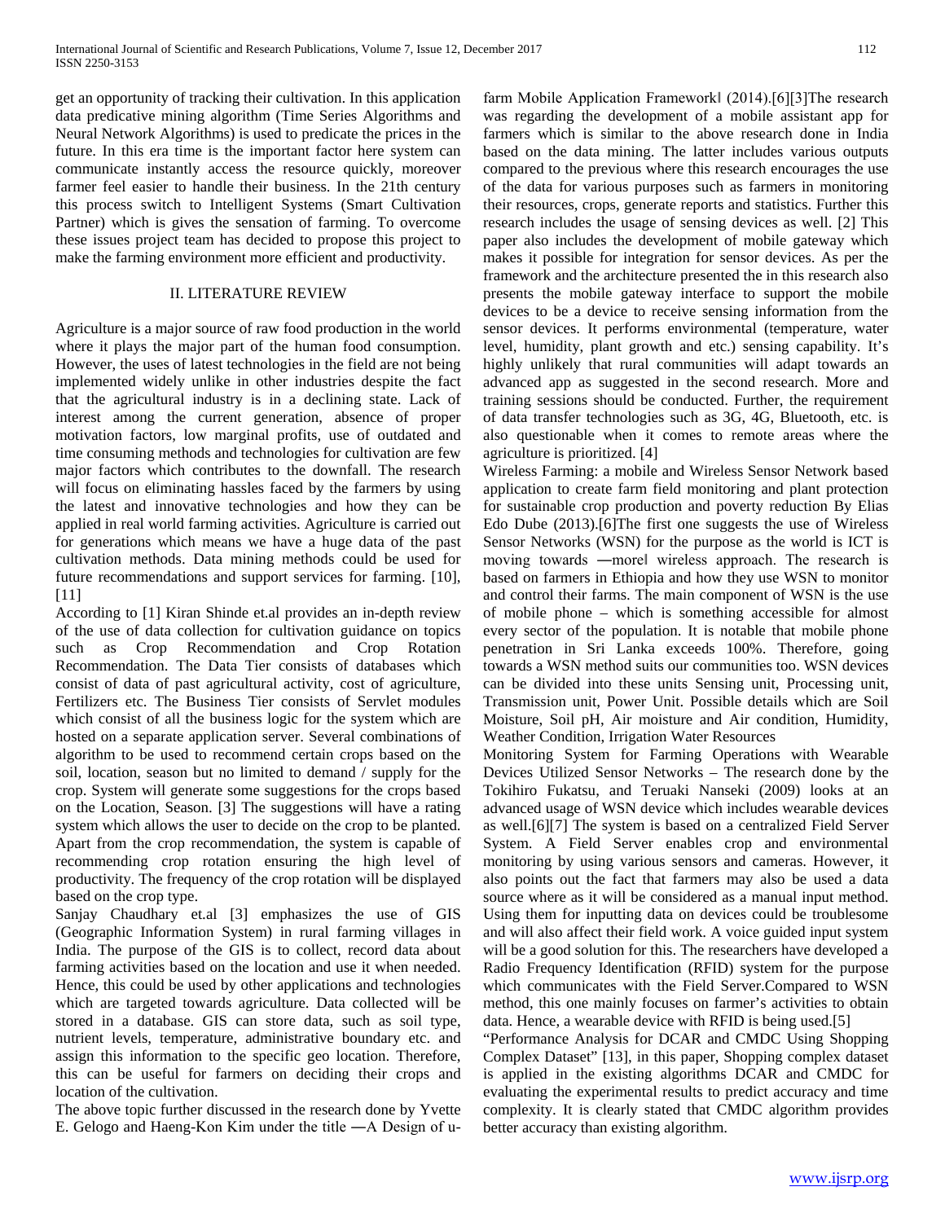get an opportunity of tracking their cultivation. In this application data predicative mining algorithm (Time Series Algorithms and Neural Network Algorithms) is used to predicate the prices in the future. In this era time is the important factor here system can communicate instantly access the resource quickly, moreover farmer feel easier to handle their business. In the 21th century this process switch to Intelligent Systems (Smart Cultivation Partner) which is gives the sensation of farming. To overcome these issues project team has decided to propose this project to make the farming environment more efficient and productivity.

## II. LITERATURE REVIEW

Agriculture is a major source of raw food production in the world where it plays the major part of the human food consumption. However, the uses of latest technologies in the field are not being implemented widely unlike in other industries despite the fact that the agricultural industry is in a declining state. Lack of interest among the current generation, absence of proper motivation factors, low marginal profits, use of outdated and time consuming methods and technologies for cultivation are few major factors which contributes to the downfall. The research will focus on eliminating hassles faced by the farmers by using the latest and innovative technologies and how they can be applied in real world farming activities. Agriculture is carried out for generations which means we have a huge data of the past cultivation methods. Data mining methods could be used for future recommendations and support services for farming. [10], [11]

According to [1] Kiran Shinde et.al provides an in-depth review of the use of data collection for cultivation guidance on topics such as Crop Recommendation and Crop Rotation Recommendation. The Data Tier consists of databases which consist of data of past agricultural activity, cost of agriculture, Fertilizers etc. The Business Tier consists of Servlet modules which consist of all the business logic for the system which are hosted on a separate application server. Several combinations of algorithm to be used to recommend certain crops based on the soil, location, season but no limited to demand / supply for the crop. System will generate some suggestions for the crops based on the Location, Season. [3] The suggestions will have a rating system which allows the user to decide on the crop to be planted. Apart from the crop recommendation, the system is capable of recommending crop rotation ensuring the high level of productivity. The frequency of the crop rotation will be displayed based on the crop type.

Sanjay Chaudhary et.al [3] emphasizes the use of GIS (Geographic Information System) in rural farming villages in India. The purpose of the GIS is to collect, record data about farming activities based on the location and use it when needed. Hence, this could be used by other applications and technologies which are targeted towards agriculture. Data collected will be stored in a database. GIS can store data, such as soil type, nutrient levels, temperature, administrative boundary etc. and assign this information to the specific geo location. Therefore, this can be useful for farmers on deciding their crops and location of the cultivation.

The above topic further discussed in the research done by Yvette E. Gelogo and Haeng-Kon Kim under the title ―A Design of u-farm Mobile Application Framework‖ (2014).[6][3]The research was regarding the development of a mobile assistant app for farmers which is similar to the above research done in India based on the data mining. The latter includes various outputs compared to the previous where this research encourages the use of the data for various purposes such as farmers in monitoring their resources, crops, generate reports and statistics. Further this research includes the usage of sensing devices as well. [2] This paper also includes the development of mobile gateway which makes it possible for integration for sensor devices. As per the framework and the architecture presented the in this research also presents the mobile gateway interface to support the mobile devices to be a device to receive sensing information from the sensor devices. It performs environmental (temperature, water level, humidity, plant growth and etc.) sensing capability. It's highly unlikely that rural communities will adapt towards an advanced app as suggested in the second research. More and training sessions should be conducted. Further, the requirement of data transfer technologies such as 3G, 4G, Bluetooth, etc. is also questionable when it comes to remote areas where the agriculture is prioritized. [4]

Wireless Farming: a mobile and Wireless Sensor Network based application to create farm field monitoring and plant protection for sustainable crop production and poverty reduction By Elias Edo Dube (2013).[6]The first one suggests the use of Wireless Sensor Networks (WSN) for the purpose as the world is ICT is moving towards ―more‖ wireless approach. The research is based on farmers in Ethiopia and how they use WSN to monitor and control their farms. The main component of WSN is the use of mobile phone – which is something accessible for almost every sector of the population. It is notable that mobile phone penetration in Sri Lanka exceeds 100%. Therefore, going towards a WSN method suits our communities too. WSN devices can be divided into these units Sensing unit, Processing unit, Transmission unit, Power Unit. Possible details which are Soil Moisture, Soil pH, Air moisture and Air condition, Humidity, Weather Condition, Irrigation Water Resources

Monitoring System for Farming Operations with Wearable Devices Utilized Sensor Networks – The research done by the Tokihiro Fukatsu, and Teruaki Nanseki (2009) looks at an advanced usage of WSN device which includes wearable devices as well.[6][7] The system is based on a centralized Field Server System. A Field Server enables crop and environmental monitoring by using various sensors and cameras. However, it also points out the fact that farmers may also be used a data source where as it will be considered as a manual input method. Using them for inputting data on devices could be troublesome and will also affect their field work. A voice guided input system will be a good solution for this. The researchers have developed a Radio Frequency Identification (RFID) system for the purpose which communicates with the Field Server.Compared to WSN method, this one mainly focuses on farmer's activities to obtain data. Hence, a wearable device with RFID is being used.[5]

"Performance Analysis for DCAR and CMDC Using Shopping Complex Dataset" [13], in this paper, Shopping complex dataset is applied in the existing algorithms DCAR and CMDC for evaluating the experimental results to predict accuracy and time complexity. It is clearly stated that CMDC algorithm provides better accuracy than existing algorithm.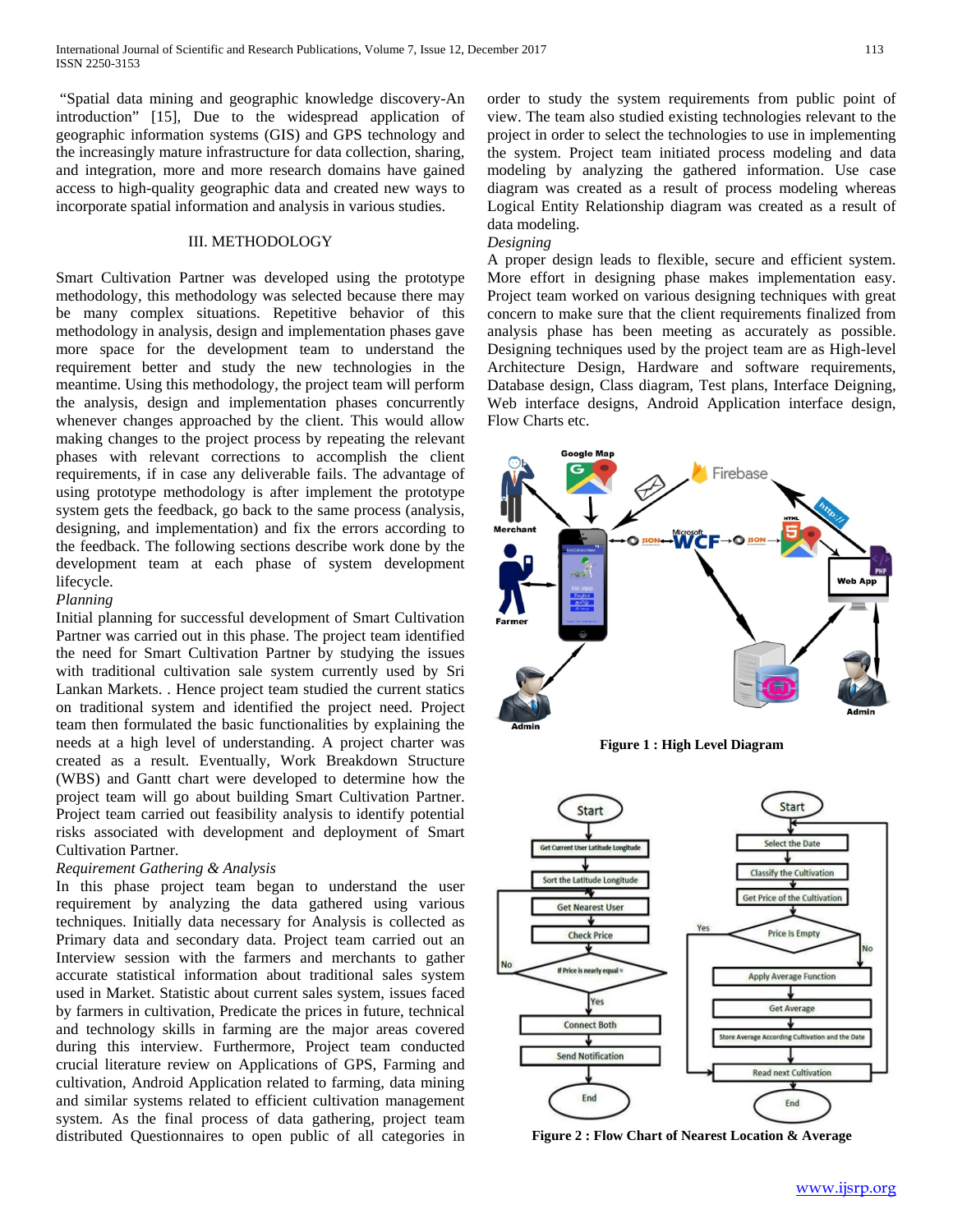"Spatial data mining and geographic knowledge discovery-An introduction" [15], Due to the widespread application of geographic information systems (GIS) and GPS technology and the increasingly mature infrastructure for data collection, sharing, and integration, more and more research domains have gained access to high-quality geographic data and created new ways to incorporate spatial information and analysis in various studies.

## III. METHODOLOGY

Smart Cultivation Partner was developed using the prototype methodology, this methodology was selected because there may be many complex situations. Repetitive behavior of this methodology in analysis, design and implementation phases gave more space for the development team to understand the requirement better and study the new technologies in the meantime. Using this methodology, the project team will perform the analysis, design and implementation phases concurrently whenever changes approached by the client. This would allow making changes to the project process by repeating the relevant phases with relevant corrections to accomplish the client requirements, if in case any deliverable fails. The advantage of using prototype methodology is after implement the prototype system gets the feedback, go back to the same process (analysis, designing, and implementation) and fix the errors according to the feedback. The following sections describe work done by the development team at each phase of system development lifecycle.

*Planning*

Initial planning for successful development of Smart Cultivation Partner was carried out in this phase. The project team identified the need for Smart Cultivation Partner by studying the issues with traditional cultivation sale system currently used by Sri Lankan Markets. . Hence project team studied the current statics on traditional system and identified the project need. Project team then formulated the basic functionalities by explaining the needs at a high level of understanding. A project charter was created as a result. Eventually, Work Breakdown Structure (WBS) and Gantt chart were developed to determine how the project team will go about building Smart Cultivation Partner. Project team carried out feasibility analysis to identify potential risks associated with development and deployment of Smart Cultivation Partner.

*Requirement Gathering & Analysis*

In this phase project team began to understand the user requirement by analyzing the data gathered using various techniques. Initially data necessary for Analysis is collected as Primary data and secondary data. Project team carried out an Interview session with the farmers and merchants to gather accurate statistical information about traditional sales system used in Market. Statistic about current sales system, issues faced by farmers in cultivation, Predicate the prices in future, technical and technology skills in farming are the major areas covered during this interview. Furthermore, Project team conducted crucial literature review on Applications of GPS, Farming and cultivation, Android Application related to farming, data mining and similar systems related to efficient cultivation management system. As the final process of data gathering, project team distributed Questionnaires to open public of all categories in order to study the system requirements from public point of view. The team also studied existing technologies relevant to the project in order to select the technologies to use in implementing the system. Project team initiated process modeling and data modeling by analyzing the gathered information. Use case diagram was created as a result of process modeling whereas Logical Entity Relationship diagram was created as a result of data modeling.

*Designing*

A proper design leads to flexible, secure and efficient system. More effort in designing phase makes implementation easy. Project team worked on various designing techniques with great concern to make sure that the client requirements finalized from analysis phase has been meeting as accurately as possible. Designing techniques used by the project team are as High-level Architecture Design, Hardware and software requirements, Database design, Class diagram, Test plans, Interface Deigning, Web interface designs, Android Application interface design, Flow Charts etc.

Google Map
Merchant
Farmer
Admin
Firebase
JSON
Microsoft WCF
JSON
HTML 5
http://
PHP
Web App
Admin

**Figure 1 : High Level Diagram**

Start
Get Current User Latitude Longitude
Sort the Latitude Longitude
Get Nearest User
Check Price
No
If Price is nearly equal
Yes
Connect Both
Send Notification
End

Start
Select the Date
Classify the Cultivation
Get Price of the Cultivation
Yes
Price Is Empty
No
Apply Average Function
Get Average
Store Average According Cultivation and the Date
Read next Cultivation
End

**Figure 2 : Flow Chart of Nearest Location & Average**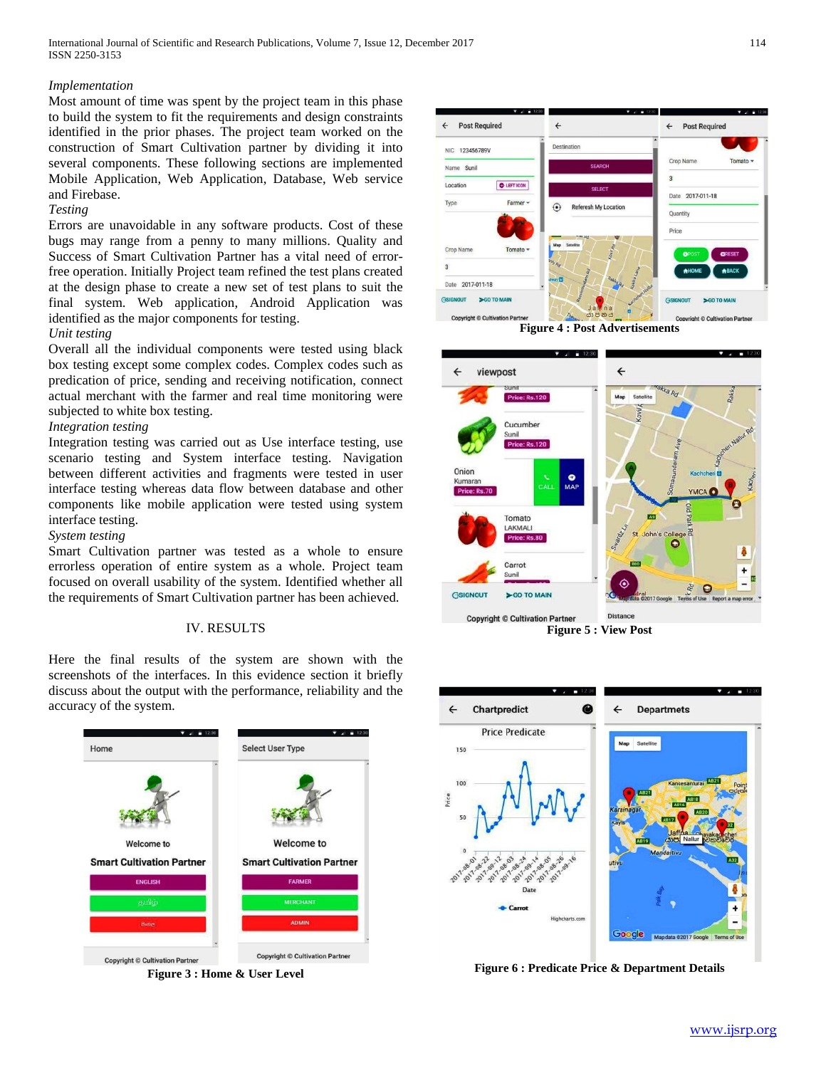*Implementation*

Most amount of time was spent by the project team in this phase to build the system to fit the requirements and design constraints identified in the prior phases. The project team worked on the construction of Smart Cultivation partner by dividing it into several components. These following sections are implemented Mobile Application, Web Application, Database, Web service and Firebase.

*Testing*

Errors are unavoidable in any software products. Cost of these bugs may range from a penny to many millions. Quality and Success of Smart Cultivation Partner has a vital need of error-free operation. Initially Project team refined the test plans created at the design phase to create a new set of test plans to suit the final system. Web application, Android Application was identified as the major components for testing.

*Unit testing*

Overall all the individual components were tested using black box testing except some complex codes. Complex codes such as predication of price, sending and receiving notification, connect actual merchant with the farmer and real time monitoring were subjected to white box testing.

*Integration testing*

Integration testing was carried out as Use interface testing, use scenario testing and System interface testing. Navigation between different activities and fragments were tested in user interface testing whereas data flow between database and other components like mobile application were tested using system interface testing.

*System testing*

Smart Cultivation partner was tested as a whole to ensure errorless operation of entire system as a whole. Project team focused on overall usability of the system. Identified whether all the requirements of Smart Cultivation partner has been achieved.

## IV. RESULTS

Here the final results of the system are shown with the screenshots of the interfaces. In this evidence section it briefly discuss about the output with the performance, reliability and the accuracy of the system.

**Figure 3 : Home & User Level**

**Figure 4 : Post Advertisements**

**Figure 5 : View Post**

**Figure 6 : Predicate Price & Department Details**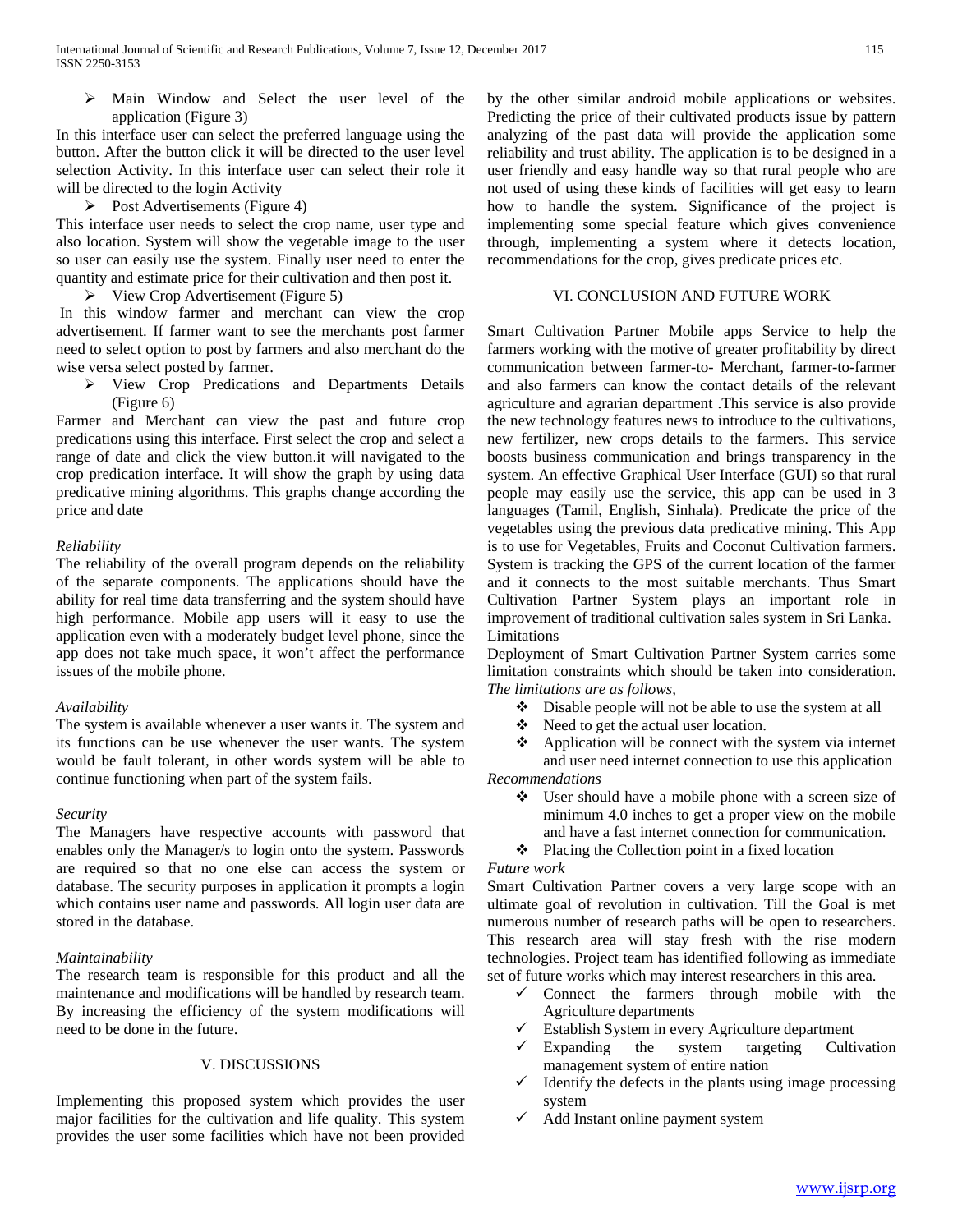- Main Window and Select the user level of the application (Figure 3)

In this interface user can select the preferred language using the button. After the button click it will be directed to the user level selection Activity. In this interface user can select their role it will be directed to the login Activity

- Post Advertisements (Figure 4)

This interface user needs to select the crop name, user type and also location. System will show the vegetable image to the user so user can easily use the system. Finally user need to enter the quantity and estimate price for their cultivation and then post it.

- View Crop Advertisement (Figure 5)

In this window farmer and merchant can view the crop advertisement. If farmer want to see the merchants post farmer need to select option to post by farmers and also merchant do the wise versa select posted by farmer.

- View Crop Predications and Departments Details (Figure 6)

Farmer and Merchant can view the past and future crop predications using this interface. First select the crop and select a range of date and click the view button.it will navigated to the crop predication interface. It will show the graph by using data predicative mining algorithms. This graphs change according the price and date

*Reliability*

The reliability of the overall program depends on the reliability of the separate components. The applications should have the ability for real time data transferring and the system should have high performance. Mobile app users will it easy to use the application even with a moderately budget level phone, since the app does not take much space, it won't affect the performance issues of the mobile phone.

*Availability*

The system is available whenever a user wants it. The system and its functions can be use whenever the user wants. The system would be fault tolerant, in other words system will be able to continue functioning when part of the system fails.

*Security*

The Managers have respective accounts with password that enables only the Manager/s to login onto the system. Passwords are required so that no one else can access the system or database. The security purposes in application it prompts a login which contains user name and passwords. All login user data are stored in the database.

*Maintainability*

The research team is responsible for this product and all the maintenance and modifications will be handled by research team. By increasing the efficiency of the system modifications will need to be done in the future.

## V. DISCUSSIONS

Implementing this proposed system which provides the user major facilities for the cultivation and life quality. This system provides the user some facilities which have not been provided by the other similar android mobile applications or websites. Predicting the price of their cultivated products issue by pattern analyzing of the past data will provide the application some reliability and trust ability. The application is to be designed in a user friendly and easy handle way so that rural people who are not used of using these kinds of facilities will get easy to learn how to handle the system. Significance of the project is implementing some special feature which gives convenience through, implementing a system where it detects location, recommendations for the crop, gives predicate prices etc.

## VI. CONCLUSION AND FUTURE WORK

Smart Cultivation Partner Mobile apps Service to help the farmers working with the motive of greater profitability by direct communication between farmer-to- Merchant, farmer-to-farmer and also farmers can know the contact details of the relevant agriculture and agrarian department .This service is also provide the new technology features news to introduce to the cultivations, new fertilizer, new crops details to the farmers. This service boosts business communication and brings transparency in the system. An effective Graphical User Interface (GUI) so that rural people may easily use the service, this app can be used in 3 languages (Tamil, English, Sinhala). Predicate the price of the vegetables using the previous data predicative mining. This App is to use for Vegetables, Fruits and Coconut Cultivation farmers. System is tracking the GPS of the current location of the farmer and it connects to the most suitable merchants. Thus Smart Cultivation Partner System plays an important role in improvement of traditional cultivation sales system in Sri Lanka.

Limitations

Deployment of Smart Cultivation Partner System carries some limitation constraints which should be taken into consideration. *The limitations are as follows,*

- Disable people will not be able to use the system at all
- Need to get the actual user location.
- Application will be connect with the system via internet and user need internet connection to use this application

*Recommendations*

- User should have a mobile phone with a screen size of minimum 4.0 inches to get a proper view on the mobile and have a fast internet connection for communication.
- Placing the Collection point in a fixed location

*Future work*

Smart Cultivation Partner covers a very large scope with an ultimate goal of revolution in cultivation. Till the Goal is met numerous number of research paths will be open to researchers. This research area will stay fresh with the rise modern technologies. Project team has identified following as immediate set of future works which may interest researchers in this area.

- ✓ Connect the farmers through mobile with the Agriculture departments
- ✓ Establish System in every Agriculture department
- ✓ Expanding the system targeting Cultivation management system of entire nation
- ✓ Identify the defects in the plants using image processing system
- ✓ Add Instant online payment system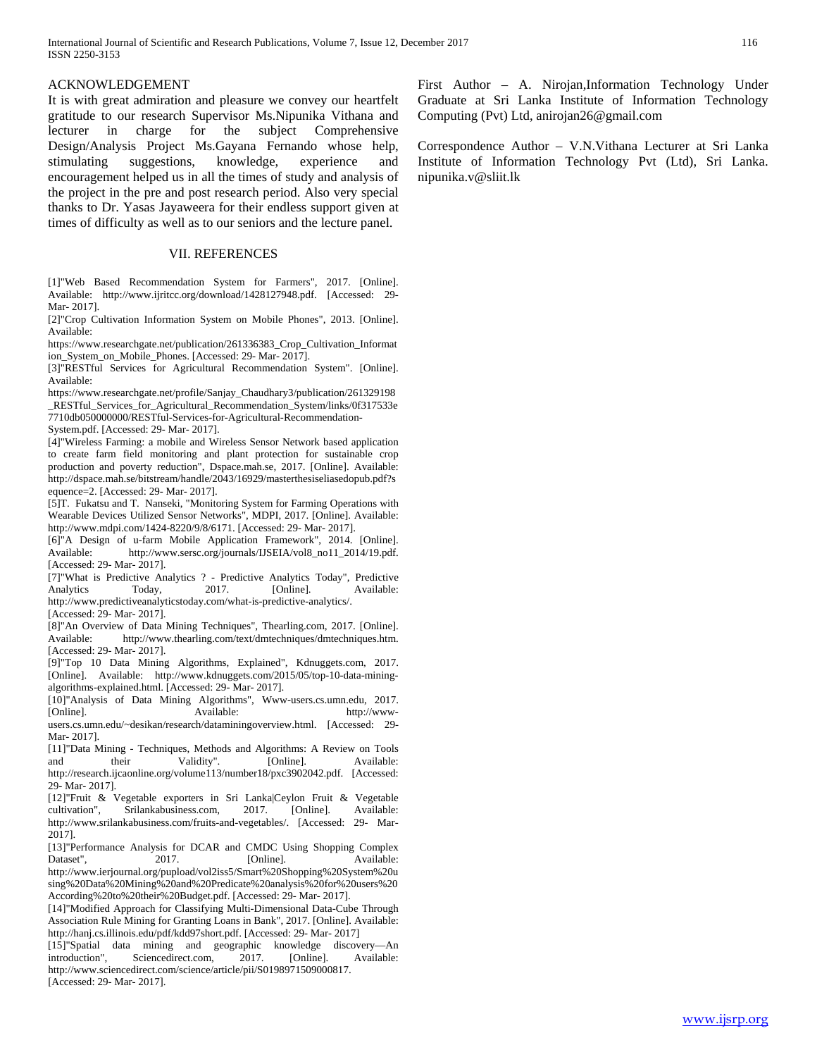## ACKNOWLEDGEMENT

It is with great admiration and pleasure we convey our heartfelt gratitude to our research Supervisor Ms.Nipunika Vithana and lecturer in charge for the subject Comprehensive Design/Analysis Project Ms.Gayana Fernando whose help, stimulating suggestions, knowledge, experience and encouragement helped us in all the times of study and analysis of the project in the pre and post research period. Also very special thanks to Dr. Yasas Jayaweera for their endless support given at times of difficulty as well as to our seniors and the lecture panel.

## VII. REFERENCES

[1]"Web Based Recommendation System for Farmers", 2017. [Online]. Available: http://www.ijritcc.org/download/1428127948.pdf. [Accessed: 29- Mar- 2017].

[2]"Crop Cultivation Information System on Mobile Phones", 2013. [Online]. Available: https://www.researchgate.net/publication/261336383_Crop_Cultivation_Information_System_on_Mobile_Phones. [Accessed: 29- Mar- 2017].

[3]"RESTful Services for Agricultural Recommendation System". [Online]. Available: https://www.researchgate.net/profile/Sanjay_Chaudhary3/publication/261329198_RESTful_Services_for_Agricultural_Recommendation_System/links/0f317533e7710db050000000/RESTful-Services-for-Agricultural-Recommendation-System.pdf. [Accessed: 29- Mar- 2017].

[4]"Wireless Farming: a mobile and Wireless Sensor Network based application to create farm field monitoring and plant protection for sustainable crop production and poverty reduction", Dspace.mah.se, 2017. [Online]. Available: http://dspace.mah.se/bitstream/handle/2043/16929/masterthesiseliasedopub.pdf?sequence=2. [Accessed: 29- Mar- 2017].

[5]T. Fukatsu and T. Nanseki, "Monitoring System for Farming Operations with Wearable Devices Utilized Sensor Networks", MDPI, 2017. [Online]. Available: http://www.mdpi.com/1424-8220/9/8/6171. [Accessed: 29- Mar- 2017].

[6]"A Design of u-farm Mobile Application Framework", 2014. [Online]. Available: http://www.sersc.org/journals/IJSEIA/vol8_no11_2014/19.pdf. [Accessed: 29- Mar- 2017].

[7]"What is Predictive Analytics ? - Predictive Analytics Today", Predictive Analytics Today, 2017. [Online]. Available: http://www.predictiveanalyticstoday.com/what-is-predictive-analytics/. [Accessed: 29- Mar- 2017].

[8]"An Overview of Data Mining Techniques", Thearling.com, 2017. [Online]. Available: http://www.thearling.com/text/dmtechniques/dmtechniques.htm. [Accessed: 29- Mar- 2017].

[9]"Top 10 Data Mining Algorithms, Explained", Kdnuggets.com, 2017. [Online]. Available: http://www.kdnuggets.com/2015/05/top-10-data-mining-algorithms-explained.html. [Accessed: 29- Mar- 2017].

[10]"Analysis of Data Mining Algorithms", Www-users.cs.umn.edu, 2017. [Online]. Available: http://www-users.cs.umn.edu/~desikan/research/dataminingoverview.html. [Accessed: 29- Mar- 2017].

[11]"Data Mining - Techniques, Methods and Algorithms: A Review on Tools and their Validity". [Online]. Available: http://research.ijcaonline.org/volume113/number18/pxc3902042.pdf. [Accessed: 29- Mar- 2017].

[12]"Fruit & Vegetable exporters in Sri Lanka|Ceylon Fruit & Vegetable cultivation", Srilankabusiness.com, 2017. [Online]. Available: http://www.srilankabusiness.com/fruits-and-vegetables/. [Accessed: 29- Mar- 2017].

[13]"Performance Analysis for DCAR and CMDC Using Shopping Complex Dataset", 2017. [Online]. Available: http://www.ierjournal.org/pupload/vol2iss5/Smart%20Shopping%20System%20using%20Data%20Mining%20and%20Predicate%20analysis%20for%20users%20According%20to%20their%20Budget.pdf. [Accessed: 29- Mar- 2017].

[14]"Modified Approach for Classifying Multi-Dimensional Data-Cube Through Association Rule Mining for Granting Loans in Bank", 2017. [Online]. Available: http://hanj.cs.illinois.edu/pdf/kdd97short.pdf. [Accessed: 29- Mar- 2017]

[15]"Spatial data mining and geographic knowledge discovery—An introduction", Sciencedirect.com, 2017. [Online]. Available: http://www.sciencedirect.com/science/article/pii/S0198971509000817. [Accessed: 29- Mar- 2017].

First Author – A. Nirojan,Information Technology Under Graduate at Sri Lanka Institute of Information Technology Computing (Pvt) Ltd, anirojan26@gmail.com

Correspondence Author – V.N.Vithana Lecturer at Sri Lanka Institute of Information Technology Pvt (Ltd), Sri Lanka. nipunika.v@sliit.lk